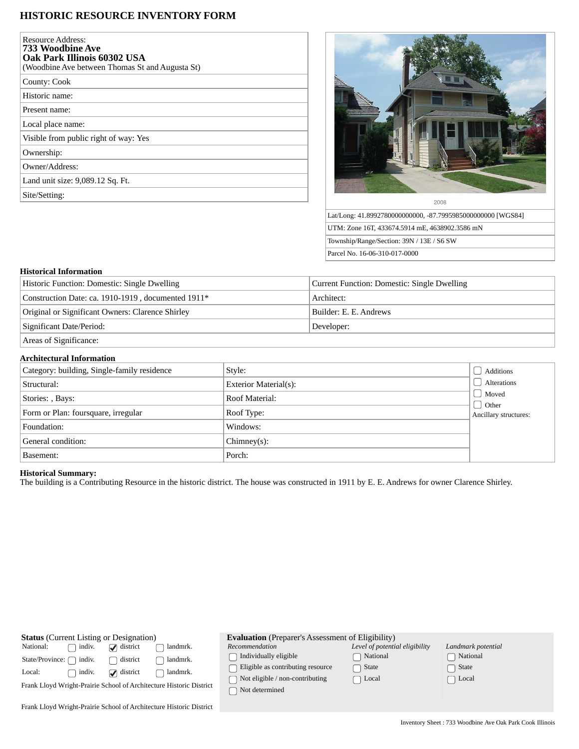# HISTORIC RESOURCE INVENTORY FORM

| |
|---|
| Resource Address: **733 Woodbine Ave Oak Park Illinois 60302 USA** (Woodbine Ave between Thomas St and Augusta St) |
| County: Cook |
| Historic name: |
| Present name: |
| Local place name: |
| Visible from public right of way: Yes |
| Ownership: |
| Owner/Address: |
| Land unit size: 9,089.12 Sq. Ft. |
| Site/Setting: |

2008

| |
|---|
| Lat/Long: 41.8992780000000000, -87.7995985000000000 [WGS84] |
| UTM: Zone 16T, 433674.5914 mE, 4638902.3586 mN |
| Township/Range/Section: 39N / 13E / S6 SW |
| Parcel No. 16-06-310-017-0000 |

### Historical Information

| | |
|---|---|
| Historic Function: Domestic: Single Dwelling | Current Function: Domestic: Single Dwelling |
| Construction Date: ca. 1910-1919 , documented 1911* | Architect: |
| Original or Significant Owners: Clarence Shirley | Builder: E. E. Andrews |
| Significant Date/Period: | Developer: |
| Areas of Significance: | |

### Architectural Information

| | | |
|---|---|---|
| Category: building, Single-family residence | Style: | ☐ Additions |
| Structural: | Exterior Material(s): | ☐ Alterations |
| Stories: , Bays: | Roof Material: | ☐ Moved |
| Form or Plan: foursquare, irregular | Roof Type: | ☐ Other |
| Foundation: | Windows: | Ancillary structures: |
| General condition: | Chimney(s): | |
| Basement: | Porch: | |

**Historical Summary:**
The building is a Contributing Resource in the historic district. The house was constructed in 1911 by E. E. Andrews for owner Clarence Shirley.

**Status** (Current Listing or Designation)

| | | | |
|---|---|---|---|
| National: | ☐ indiv. | ☑ district | ☐ landmrk. |
| State/Province: | ☐ indiv. | ☐ district | ☐ landmrk. |
| Local: | ☐ indiv. | ☑ district | ☐ landmrk. |

Frank Lloyd Wright-Prairie School of Architecture Historic District

Frank Lloyd Wright-Prairie School of Architecture Historic District

**Evaluation** (Preparer's Assessment of Eligibility)

| *Recommendation* | *Level of potential eligibility* | *Landmark potential* |
|---|---|---|
| ☐ Individually eligible | ☐ National | ☐ National |
| ☐ Eligible as contributing resource | ☐ State | ☐ State |
| ☐ Not eligible / non-contributing | ☐ Local | ☐ Local |
| ☐ Not determined | | |

Inventory Sheet : 733 Woodbine Ave Oak Park Cook Illinois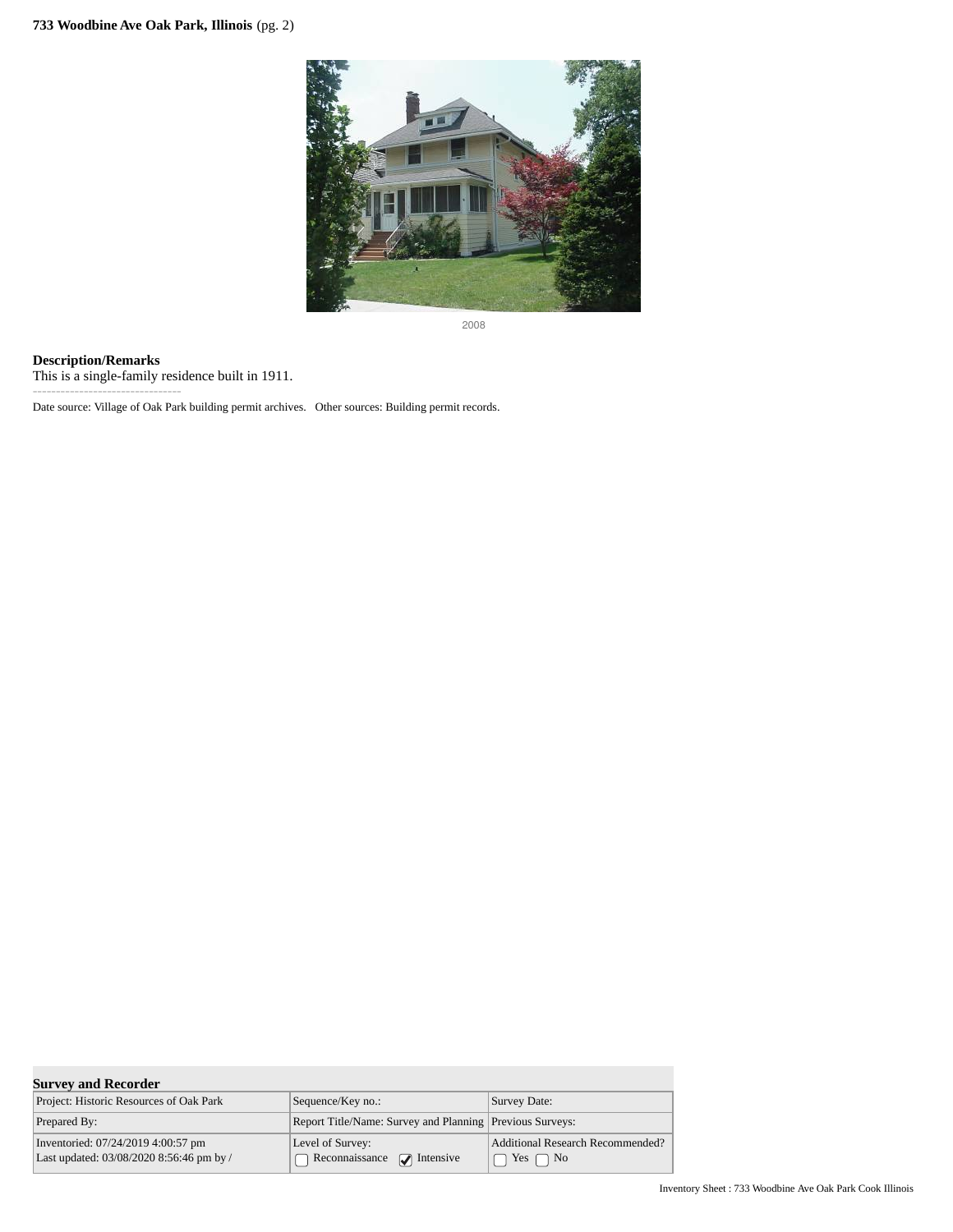**733 Woodbine Ave Oak Park, Illinois** (pg. 2)

2008

**Description/Remarks**

This is a single-family residence built in 1911.

Date source: Village of Oak Park building permit archives.   Other sources: Building permit records.

**Survey and Recorder**

| | | |
|---|---|---|
| Project: Historic Resources of Oak Park | Sequence/Key no.: | Survey Date: |
| Prepared By: | Report Title/Name: Survey and Planning | Previous Surveys: |
| Inventoried: 07/24/2019 4:00:57 pm<br>Last updated: 03/08/2020 8:56:46 pm by / | Level of Survey:<br>☐ Reconnaissance ☑ Intensive | Additional Research Recommended?<br>☐ Yes ☐ No |

Inventory Sheet : 733 Woodbine Ave Oak Park Cook Illinois